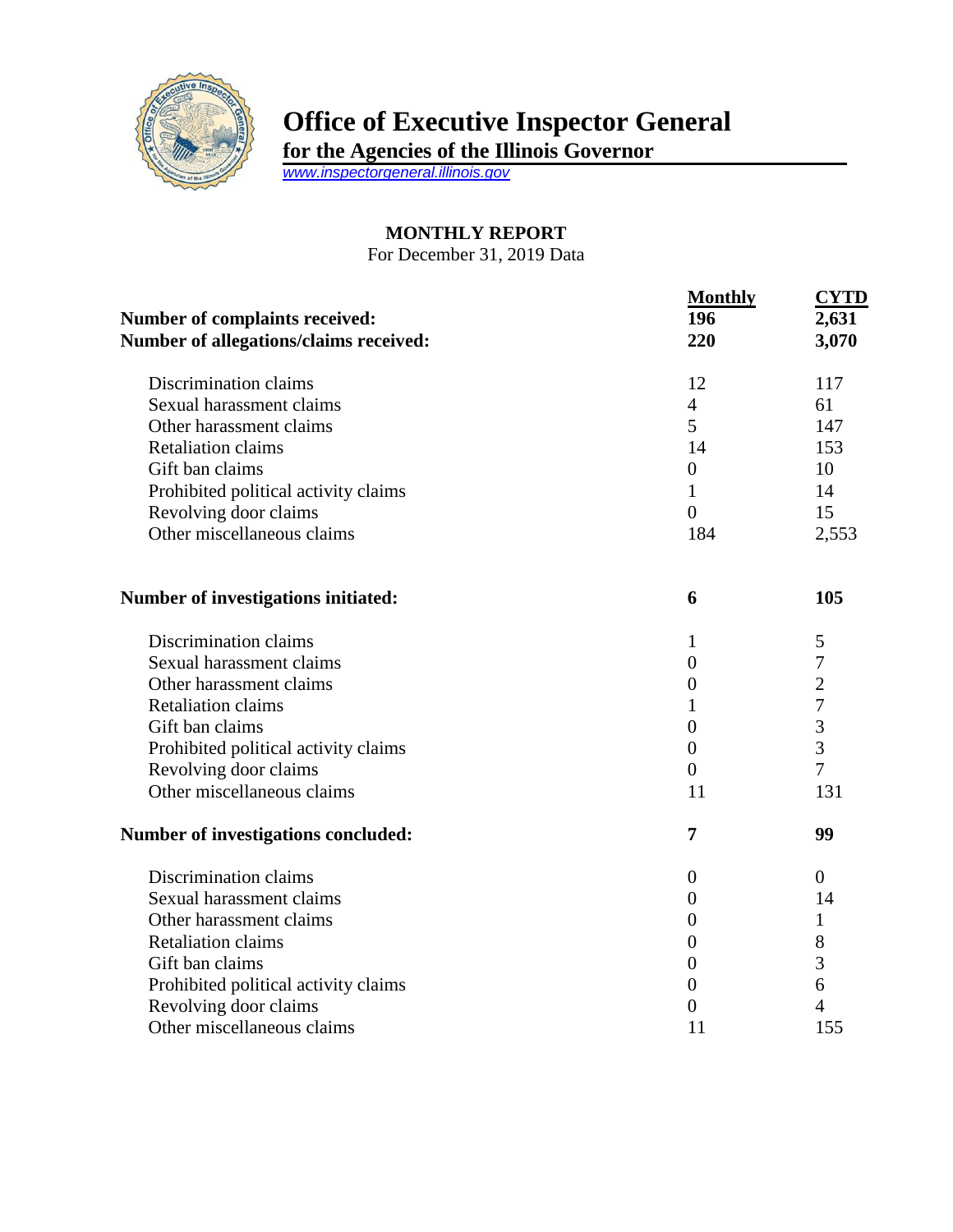# Office of Executive Inspector General

**for the Agencies of the Illinois Governor**

www.inspectorgeneral.illinois.gov

## MONTHLY REPORT

For December 31, 2019 Data

| | Monthly | CYTD |
|---|---|---|
| **Number of complaints received:** | **196** | **2,631** |
| **Number of allegations/claims received:** | **220** | **3,070** |
| Discrimination claims | 12 | 117 |
| Sexual harassment claims | 4 | 61 |
| Other harassment claims | 5 | 147 |
| Retaliation claims | 14 | 153 |
| Gift ban claims | 0 | 10 |
| Prohibited political activity claims | 1 | 14 |
| Revolving door claims | 0 | 15 |
| Other miscellaneous claims | 184 | 2,553 |
| **Number of investigations initiated:** | **6** | **105** |
| Discrimination claims | 1 | 5 |
| Sexual harassment claims | 0 | 7 |
| Other harassment claims | 0 | 2 |
| Retaliation claims | 1 | 7 |
| Gift ban claims | 0 | 3 |
| Prohibited political activity claims | 0 | 3 |
| Revolving door claims | 0 | 7 |
| Other miscellaneous claims | 11 | 131 |
| **Number of investigations concluded:** | **7** | **99** |
| Discrimination claims | 0 | 0 |
| Sexual harassment claims | 0 | 14 |
| Other harassment claims | 0 | 1 |
| Retaliation claims | 0 | 8 |
| Gift ban claims | 0 | 3 |
| Prohibited political activity claims | 0 | 6 |
| Revolving door claims | 0 | 4 |
| Other miscellaneous claims | 11 | 155 |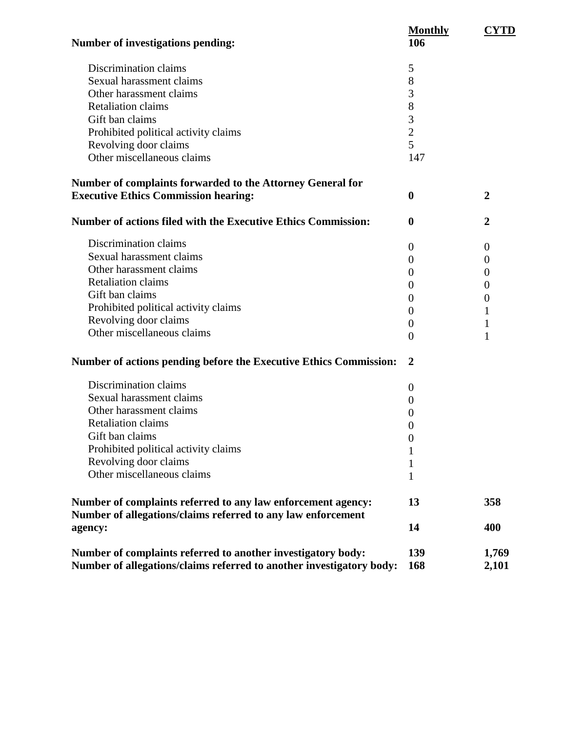| | Monthly | CYTD |
|---|---|---|
| **Number of investigations pending:** | **106** | |
| Discrimination claims | 5 | |
| Sexual harassment claims | 8 | |
| Other harassment claims | 3 | |
| Retaliation claims | 8 | |
| Gift ban claims | 3 | |
| Prohibited political activity claims | 2 | |
| Revolving door claims | 5 | |
| Other miscellaneous claims | 147 | |
| **Number of complaints forwarded to the Attorney General for Executive Ethics Commission hearing:** | **0** | **2** |
| **Number of actions filed with the Executive Ethics Commission:** | **0** | **2** |
| Discrimination claims | 0 | 0 |
| Sexual harassment claims | 0 | 0 |
| Other harassment claims | 0 | 0 |
| Retaliation claims | 0 | 0 |
| Gift ban claims | 0 | 0 |
| Prohibited political activity claims | 0 | 1 |
| Revolving door claims | 0 | 1 |
| Other miscellaneous claims | 0 | 1 |
| **Number of actions pending before the Executive Ethics Commission:** | **2** | |
| Discrimination claims | 0 | |
| Sexual harassment claims | 0 | |
| Other harassment claims | 0 | |
| Retaliation claims | 0 | |
| Gift ban claims | 0 | |
| Prohibited political activity claims | 1 | |
| Revolving door claims | 1 | |
| Other miscellaneous claims | 1 | |
| **Number of complaints referred to any law enforcement agency:** | **13** | **358** |
| **Number of allegations/claims referred to any law enforcement agency:** | **14** | **400** |
| **Number of complaints referred to another investigatory body:** | **139** | **1,769** |
| **Number of allegations/claims referred to another investigatory body:** | **168** | **2,101** |